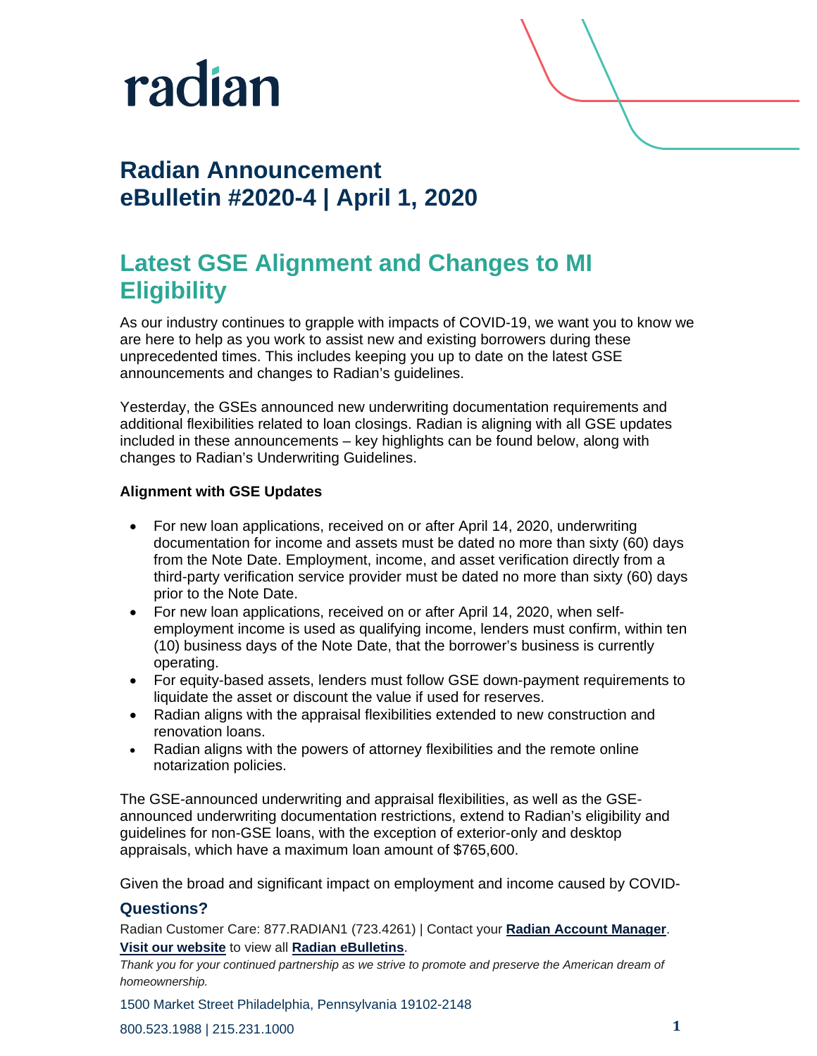radian

# Radian Announcement
## eBulletin #2020-4 | April 1, 2020

## Latest GSE Alignment and Changes to MI Eligibility

As our industry continues to grapple with impacts of COVID-19, we want you to know we are here to help as you work to assist new and existing borrowers during these unprecedented times. This includes keeping you up to date on the latest GSE announcements and changes to Radian's guidelines.

Yesterday, the GSEs announced new underwriting documentation requirements and additional flexibilities related to loan closings. Radian is aligning with all GSE updates included in these announcements – key highlights can be found below, along with changes to Radian's Underwriting Guidelines.

**Alignment with GSE Updates**

- For new loan applications, received on or after April 14, 2020, underwriting documentation for income and assets must be dated no more than sixty (60) days from the Note Date. Employment, income, and asset verification directly from a third-party verification service provider must be dated no more than sixty (60) days prior to the Note Date.
- For new loan applications, received on or after April 14, 2020, when self-employment income is used as qualifying income, lenders must confirm, within ten (10) business days of the Note Date, that the borrower's business is currently operating.
- For equity-based assets, lenders must follow GSE down-payment requirements to liquidate the asset or discount the value if used for reserves.
- Radian aligns with the appraisal flexibilities extended to new construction and renovation loans.
- Radian aligns with the powers of attorney flexibilities and the remote online notarization policies.

The GSE-announced underwriting and appraisal flexibilities, as well as the GSE-announced underwriting documentation restrictions, extend to Radian's eligibility and guidelines for non-GSE loans, with the exception of exterior-only and desktop appraisals, which have a maximum loan amount of $765,600.

Given the broad and significant impact on employment and income caused by COVID-

### Questions?

Radian Customer Care: 877.RADIAN1 (723.4261) | Contact your **Radian Account Manager**.
**Visit our website** to view all **Radian eBulletins**.

*Thank you for your continued partnership as we strive to promote and preserve the American dream of homeownership.*

1500 Market Street Philadelphia, Pennsylvania 19102-2148

800.523.1988 | 215.231.1000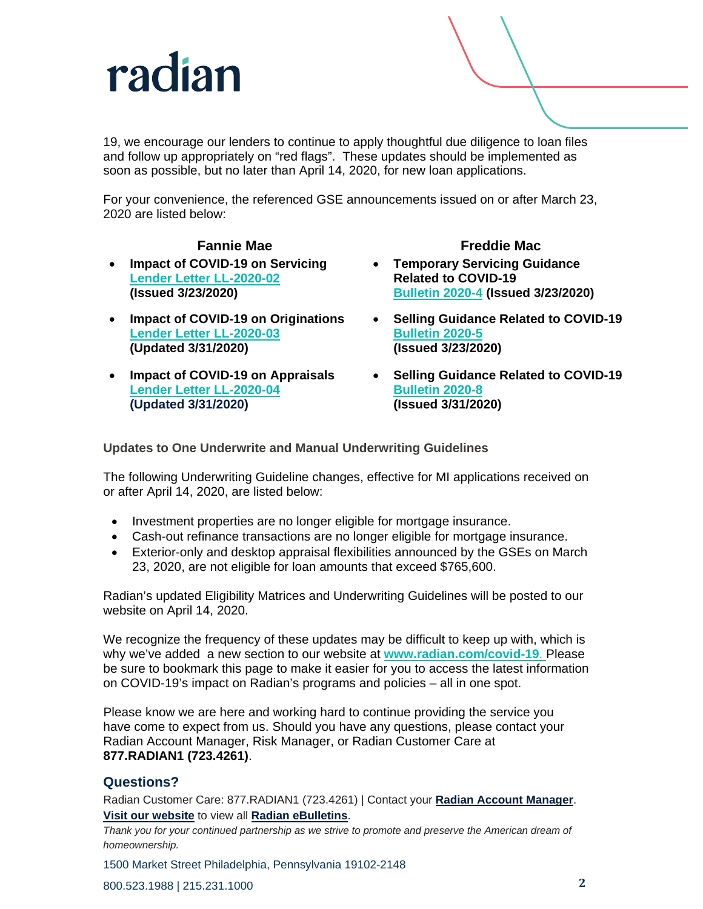19, we encourage our lenders to continue to apply thoughtful due diligence to loan files and follow up appropriately on "red flags". These updates should be implemented as soon as possible, but no later than April 14, 2020, for new loan applications.

For your convenience, the referenced GSE announcements issued on or after March 23, 2020 are listed below:

**Fannie Mae**

- **Impact of COVID-19 on Servicing** [Lender Letter LL-2020-02] **(Issued 3/23/2020)**
- **Impact of COVID-19 on Originations** [Lender Letter LL-2020-03] **(Updated 3/31/2020)**
- **Impact of COVID-19 on Appraisals** [Lender Letter LL-2020-04] **(Updated 3/31/2020)**

**Freddie Mac**

- **Temporary Servicing Guidance Related to COVID-19** [Bulletin 2020-4] **(Issued 3/23/2020)**
- **Selling Guidance Related to COVID-19** [Bulletin 2020-5] **(Issued 3/23/2020)**
- **Selling Guidance Related to COVID-19** [Bulletin 2020-8] **(Issued 3/31/2020)**

**Updates to One Underwrite and Manual Underwriting Guidelines**

The following Underwriting Guideline changes, effective for MI applications received on or after April 14, 2020, are listed below:

- Investment properties are no longer eligible for mortgage insurance.
- Cash-out refinance transactions are no longer eligible for mortgage insurance.
- Exterior-only and desktop appraisal flexibilities announced by the GSEs on March 23, 2020, are not eligible for loan amounts that exceed $765,600.

Radian's updated Eligibility Matrices and Underwriting Guidelines will be posted to our website on April 14, 2020.

We recognize the frequency of these updates may be difficult to keep up with, which is why we've added a new section to our website at **www.radian.com/covid-19**. Please be sure to bookmark this page to make it easier for you to access the latest information on COVID-19's impact on Radian's programs and policies – all in one spot.

Please know we are here and working hard to continue providing the service you have come to expect from us. Should you have any questions, please contact your Radian Account Manager, Risk Manager, or Radian Customer Care at **877.RADIAN1 (723.4261)**.

## Questions?

Radian Customer Care: 877.RADIAN1 (723.4261) | Contact your **Radian Account Manager**.
**Visit our website** to view all **Radian eBulletins**.

*Thank you for your continued partnership as we strive to promote and preserve the American dream of homeownership.*

1500 Market Street Philadelphia, Pennsylvania 19102-2148

800.523.1988 | 215.231.1000